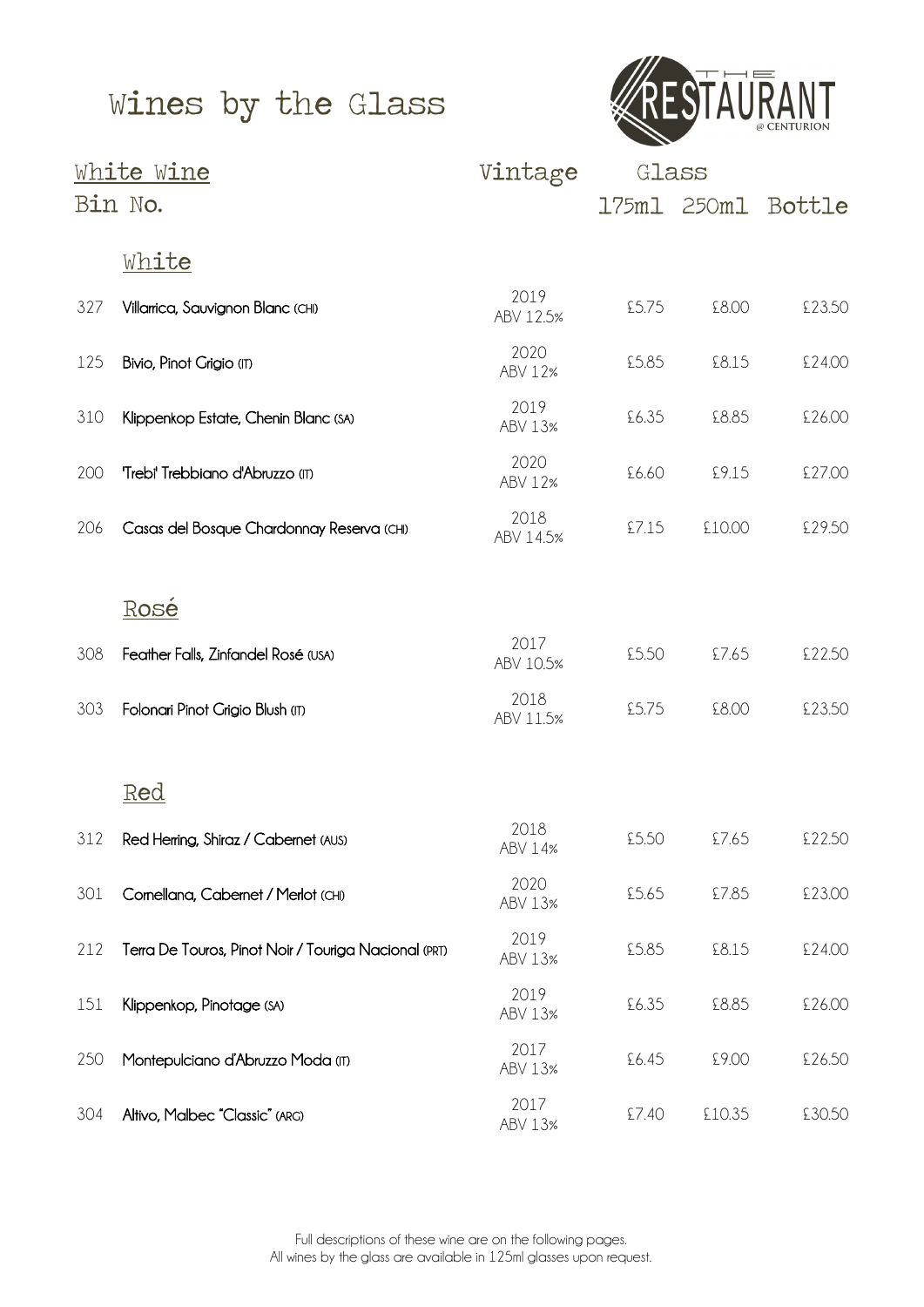# Wines by the Glass

THE RESTAURANT @ CENTURION

| White Wine | | Vintage | Glass | | |
|---|---|---|---|---|---|
| Bin No. | | | 175ml | 250ml | Bottle |
| | **White** | | | | |
| 327 | Villarrica, Sauvignon Blanc (CHI) | 2019 ABV 12.5% | £5.75 | £8.00 | £23.50 |
| 125 | Bivio, Pinot Grigio (IT) | 2020 ABV 12% | £5.85 | £8.15 | £24.00 |
| 310 | Klippenkop Estate, Chenin Blanc (SA) | 2019 ABV 13% | £6.35 | £8.85 | £26.00 |
| 200 | 'Trebi' Trebbiano d'Abruzzo (IT) | 2020 ABV 12% | £6.60 | £9.15 | £27.00 |
| 206 | Casas del Bosque Chardonnay Reserva (CHI) | 2018 ABV 14.5% | £7.15 | £10.00 | £29.50 |
| | **Rosé** | | | | |
| 308 | Feather Falls, Zinfandel Rosé (USA) | 2017 ABV 10.5% | £5.50 | £7.65 | £22.50 |
| 303 | Folonari Pinot Grigio Blush (IT) | 2018 ABV 11.5% | £5.75 | £8.00 | £23.50 |
| | **Red** | | | | |
| 312 | Red Herring, Shiraz / Cabernet (AUS) | 2018 ABV 14% | £5.50 | £7.65 | £22.50 |
| 301 | Cornellana, Cabernet / Merlot (CHI) | 2020 ABV 13% | £5.65 | £7.85 | £23.00 |
| 212 | Terra De Touros, Pinot Noir / Touriga Nacional (PRT) | 2019 ABV 13% | £5.85 | £8.15 | £24.00 |
| 151 | Klippenkop, Pinotage (SA) | 2019 ABV 13% | £6.35 | £8.85 | £26.00 |
| 250 | Montepulciano d'Abruzzo Moda (IT) | 2017 ABV 13% | £6.45 | £9.00 | £26.50 |
| 304 | Altivo, Malbec "Classic" (ARG) | 2017 ABV 13% | £7.40 | £10.35 | £30.50 |

Full descriptions of these wine are on the following pages.
All wines by the glass are available in 125ml glasses upon request.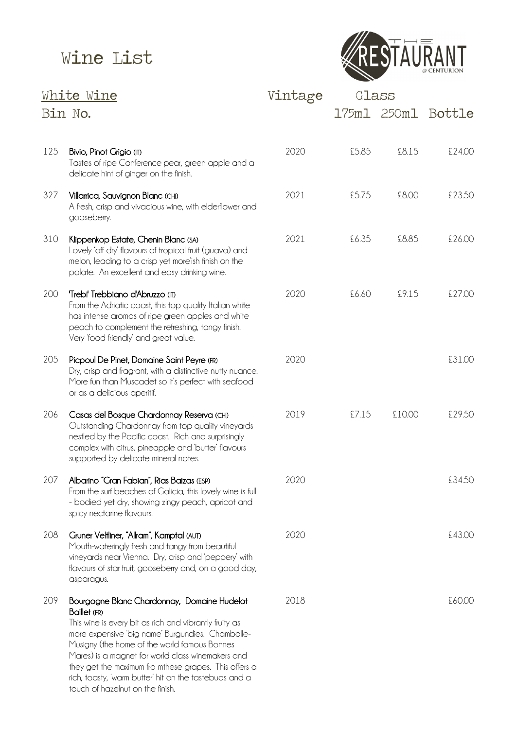# Wine List

THE RESTAURANT @ CENTURION

## White Wine

| Bin No. | | Vintage | Glass 175ml | Glass 250ml | Bottle |
|---|---|---|---|---|---|
| 125 | **Bivio, Pinot Grigio (IT)**<br>Tastes of ripe Conference pear, green apple and a delicate hint of ginger on the finish. | 2020 | £5.85 | £8.15 | £24.00 |
| 327 | **Villarrica, Sauvignon Blanc (CHI)**<br>A fresh, crisp and vivacious wine, with elderflower and gooseberry. | 2021 | £5.75 | £8.00 | £23.50 |
| 310 | **Klippenkop Estate, Chenin Blanc (SA)**<br>Lovely 'off dry' flavours of tropical fruit (guava) and melon, leading to a crisp yet more'ish finish on the palate. An excellent and easy drinking wine. | 2021 | £6.35 | £8.85 | £26.00 |
| 200 | **'Trebi' Trebbiano d'Abruzzo (IT)**<br>From the Adriatic coast, this top quality Italian white has intense aromas of ripe green apples and white peach to complement the refreshing, tangy finish. Very 'food friendly' and great value. | 2020 | £6.60 | £9.15 | £27.00 |
| 205 | **Picpoul De Pinet, Domaine Saint Peyre (FR)**<br>Dry, crisp and fragrant, with a distinctive nutty nuance. More fun than Muscadet so it's perfect with seafood or as a delicious aperitif. | 2020 | | | £31.00 |
| 206 | **Casas del Bosque Chardonnay Reserva (CHI)**<br>Outstanding Chardonnay from top quality vineyards nestled by the Pacific coast. Rich and surprisingly complex with citrus, pineapple and 'butter' flavours supported by delicate mineral notes. | 2019 | £7.15 | £10.00 | £29.50 |
| 207 | **Albarino "Gran Fabian", Rias Baizas (ESP)**<br>From the surf beaches of Galicia, this lovely wine is full - bodied yet dry, showing zingy peach, apricot and spicy nectarine flavours. | 2020 | | | £34.50 |
| 208 | **Gruner Veltliner, "Allram", Kamptal (AUT)**<br>Mouth-wateringly fresh and tangy from beautiful vineyards near Vienna. Dry, crisp and 'peppery' with flavours of star fruit, gooseberry and, on a good day, asparagus. | 2020 | | | £43.00 |
| 209 | **Bourgogne Blanc Chardonnay, Domaine Hudelot Baillet (FR)**<br>This wine is every bit as rich and vibrantly fruity as more expensive 'big name' Burgundies. Chambolle-Musigny (the home of the world famous Bonnes Mares) is a magnet for world class winemakers and they get the maximum fro mthese grapes. This offers a rich, toasty, 'warm butter' hit on the tastebuds and a touch of hazelnut on the finish. | 2018 | | | £60.00 |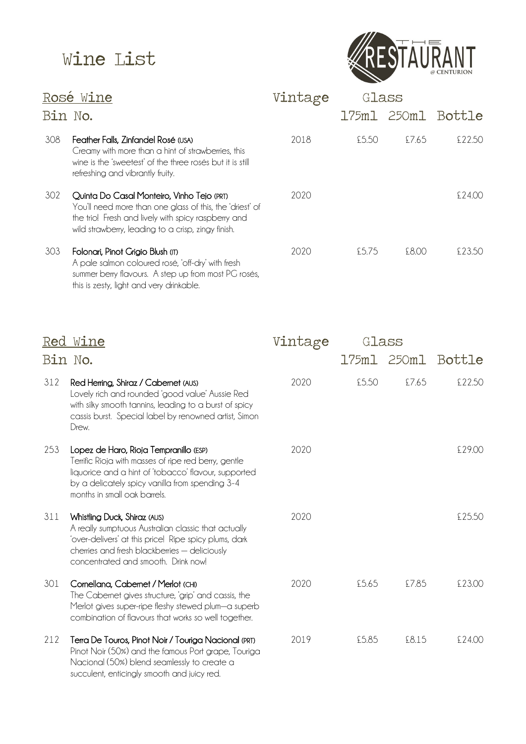# Wine List

THE RESTAURANT @ CENTURION

## Rosé Wine

| Bin No. | | Vintage | Glass 175ml | Glass 250ml | Bottle |
|---|---|---|---|---|---|
| 308 | **Feather Falls, Zinfandel Rosé (USA)**<br>Creamy with more than a hint of strawberries, this wine is the 'sweetest' of the three rosés but it is still refreshing and vibrantly fruity. | 2018 | £5.50 | £7.65 | £22.50 |
| 302 | **Quinta Do Casal Monteiro, Vinho Tejo (PRT)**<br>You'll need more than one glass of this, the 'driest' of the trio! Fresh and lively with spicy raspberry and wild strawberry, leading to a crisp, zingy finish. | 2020 | | | £24.00 |
| 303 | **Folonari, Pinot Grigio Blush (IT)**<br>A pale salmon coloured rosé, 'off-dry' with fresh summer berry flavours. A step up from most PG rosés, this is zesty, light and very drinkable. | 2020 | £5.75 | £8.00 | £23.50 |

## Red Wine

| Bin No. | | Vintage | Glass 175ml | Glass 250ml | Bottle |
|---|---|---|---|---|---|
| 312 | **Red Herring, Shiraz / Cabernet (AUS)**<br>Lovely rich and rounded 'good value' Aussie Red with silky smooth tannins, leading to a burst of spicy cassis burst. Special label by renowned artist, Simon Drew. | 2020 | £5.50 | £7.65 | £22.50 |
| 253 | **Lopez de Haro, Rioja Tempranillo (ESP)**<br>Terrific Rioja with masses of ripe red berry, gentle liquorice and a hint of 'tobacco' flavour, supported by a delicately spicy vanilla from spending 3-4 months in small oak barrels. | 2020 | | | £29.00 |
| 311 | **Whistling Duck, Shiraz (AUS)**<br>A really sumptuous Australian classic that actually 'over-delivers' at this price! Ripe spicy plums, dark cherries and fresh blackberries – deliciously concentrated and smooth. Drink now! | 2020 | | | £25.50 |
| 301 | **Cornellana, Cabernet / Merlot (CHI)**<br>The Cabernet gives structure, 'grip' and cassis, the Merlot gives super-ripe fleshy stewed plum—a superb combination of flavours that works so well together. | 2020 | £5.65 | £7.85 | £23.00 |
| 212 | **Terra De Touros, Pinot Noir / Touriga Nacional (PRT)**<br>Pinot Noir (50%) and the famous Port grape, Touriga Nacional (50%) blend seamlessly to create a succulent, enticingly smooth and juicy red. | 2019 | £5.85 | £8.15 | £24.00 |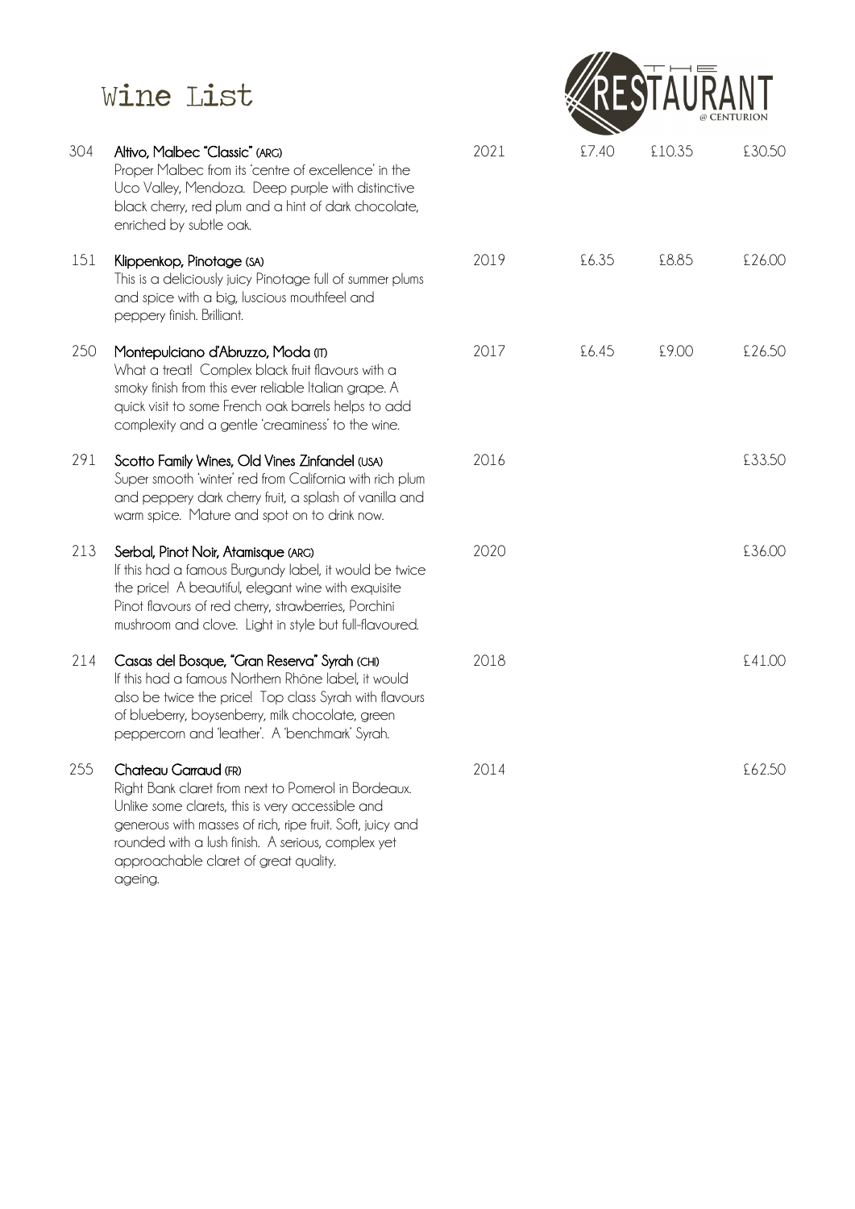# Wine List

THE RESTAURANT @ CENTURION

| No. | Wine | Vintage | | | |
|---|---|---|---|---|---|
| 304 | **Altivo, Malbec "Classic" (ARG)**<br>Proper Malbec from its 'centre of excellence' in the Uco Valley, Mendoza. Deep purple with distinctive black cherry, red plum and a hint of dark chocolate, enriched by subtle oak. | 2021 | £7.40 | £10.35 | £30.50 |
| 151 | **Klippenkop, Pinotage (SA)**<br>This is a deliciously juicy Pinotage full of summer plums and spice with a big, luscious mouthfeel and peppery finish. Brilliant. | 2019 | £6.35 | £8.85 | £26.00 |
| 250 | **Montepulciano d'Abruzzo, Moda (IT)**<br>What a treat! Complex black fruit flavours with a smoky finish from this ever reliable Italian grape. A quick visit to some French oak barrels helps to add complexity and a gentle 'creaminess' to the wine. | 2017 | £6.45 | £9.00 | £26.50 |
| 291 | **Scotto Family Wines, Old Vines Zinfandel (USA)**<br>Super smooth 'winter' red from California with rich plum and peppery dark cherry fruit, a splash of vanilla and warm spice. Mature and spot on to drink now. | 2016 | | | £33.50 |
| 213 | **Serbal, Pinot Noir, Atamisque (ARG)**<br>If this had a famous Burgundy label, it would be twice the price! A beautiful, elegant wine with exquisite Pinot flavours of red cherry, strawberries, Porchini mushroom and clove. Light in style but full-flavoured. | 2020 | | | £36.00 |
| 214 | **Casas del Bosque, "Gran Reserva" Syrah (CHI)**<br>If this had a famous Northern Rhône label, it would also be twice the price! Top class Syrah with flavours of blueberry, boysenberry, milk chocolate, green peppercorn and 'leather'. A 'benchmark' Syrah. | 2018 | | | £41.00 |
| 255 | **Chateau Garraud (FR)**<br>Right Bank claret from next to Pomerol in Bordeaux. Unlike some clarets, this is very accessible and generous with masses of rich, ripe fruit. Soft, juicy and rounded with a lush finish. A serious, complex yet approachable claret of great quality. ageing. | 2014 | | | £62.50 |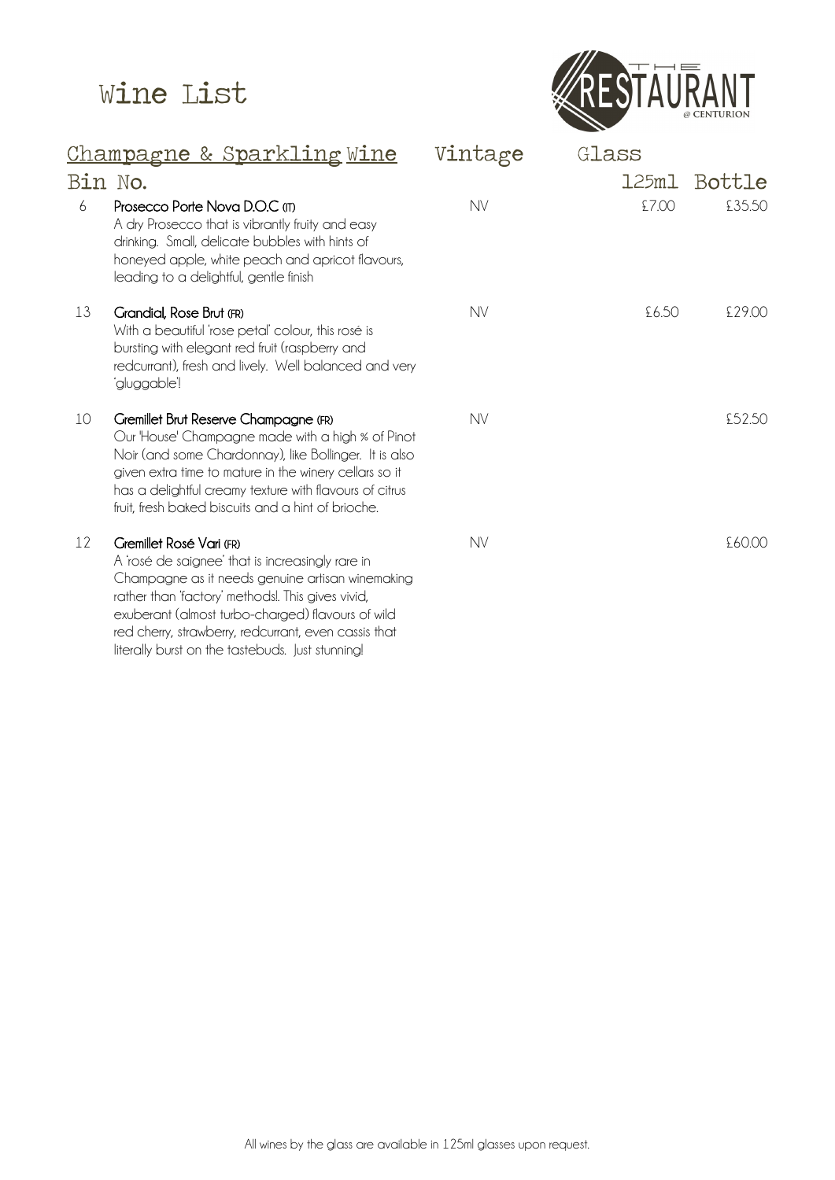# Wine List

THE RESTAURANT @ CENTURION

## Champagne & Sparkling Wine

| Bin No. | | Vintage | Glass 125ml | Bottle |
|---|---|---|---|---|
| 6 | **Prosecco Porte Nova D.O.C (IT)** A dry Prosecco that is vibrantly fruity and easy drinking. Small, delicate bubbles with hints of honeyed apple, white peach and apricot flavours, leading to a delightful, gentle finish | NV | £7.00 | £35.50 |
| 13 | **Grandial, Rose Brut (FR)** With a beautiful 'rose petal' colour, this rosé is bursting with elegant red fruit (raspberry and redcurrant), fresh and lively. Well balanced and very 'gluggable'! | NV | £6.50 | £29.00 |
| 10 | **Gremillet Brut Reserve Champagne (FR)** Our 'House' Champagne made with a high % of Pinot Noir (and some Chardonnay), like Bollinger. It is also given extra time to mature in the winery cellars so it has a delightful creamy texture with flavours of citrus fruit, fresh baked biscuits and a hint of brioche. | NV | | £52.50 |
| 12 | **Gremillet Rosé Vari (FR)** A 'rosé de saignee' that is increasingly rare in Champagne as it needs genuine artisan winemaking rather than 'factory' methods!. This gives vivid, exuberant (almost turbo-charged) flavours of wild red cherry, strawberry, redcurrant, even cassis that literally burst on the tastebuds. Just stunning! | NV | | £60.00 |

All wines by the glass are available in 125ml glasses upon request.